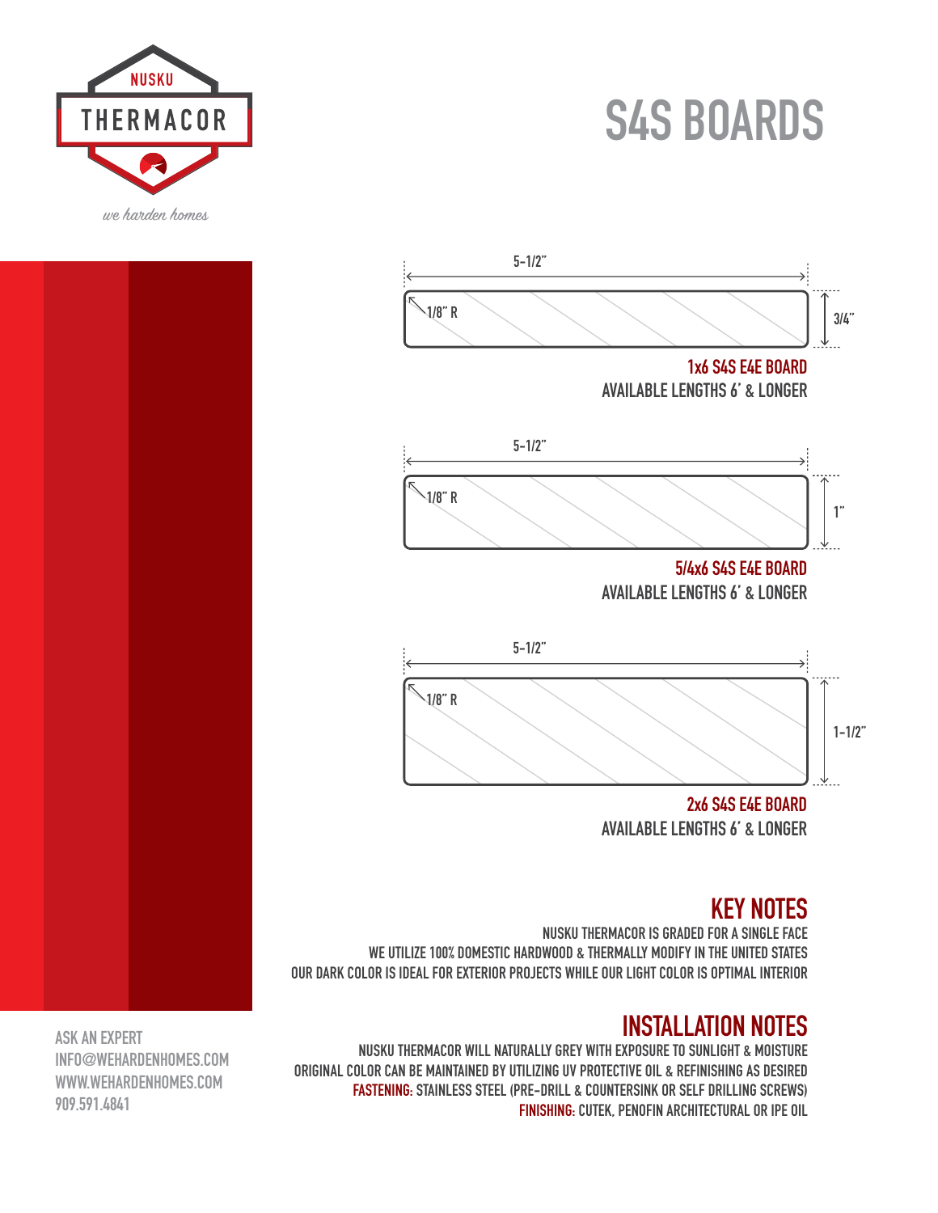NUSKU

THERMACOR

*we harden homes*

# S4S BOARDS

5-1/2"

1/8" R

3/4"

**1x6 S4S E4E BOARD**

AVAILABLE LENGTHS 6' & LONGER

5-1/2"

1/8" R

1"

**5/4x6 S4S E4E BOARD**

AVAILABLE LENGTHS 6' & LONGER

5-1/2"

1/8" R

1-1/2"

**2x6 S4S E4E BOARD**

AVAILABLE LENGTHS 6' & LONGER

## KEY NOTES

NUSKU THERMACOR IS GRADED FOR A SINGLE FACE

WE UTILIZE 100% DOMESTIC HARDWOOD & THERMALLY MODIFY IN THE UNITED STATES

OUR DARK COLOR IS IDEAL FOR EXTERIOR PROJECTS WHILE OUR LIGHT COLOR IS OPTIMAL INTERIOR

## INSTALLATION NOTES

NUSKU THERMACOR WILL NATURALLY GREY WITH EXPOSURE TO SUNLIGHT & MOISTURE

ORIGINAL COLOR CAN BE MAINTAINED BY UTILIZING UV PROTECTIVE OIL & REFINISHING AS DESIRED

**FASTENING:** STAINLESS STEEL (PRE-DRILL & COUNTERSINK OR SELF DRILLING SCREWS)

**FINISHING:** CUTEK, PENOFIN ARCHITECTURAL OR IPE OIL

ASK AN EXPERT

INFO@WEHARDENHOMES.COM

WWW.WEHARDENHOMES.COM

909.591.4841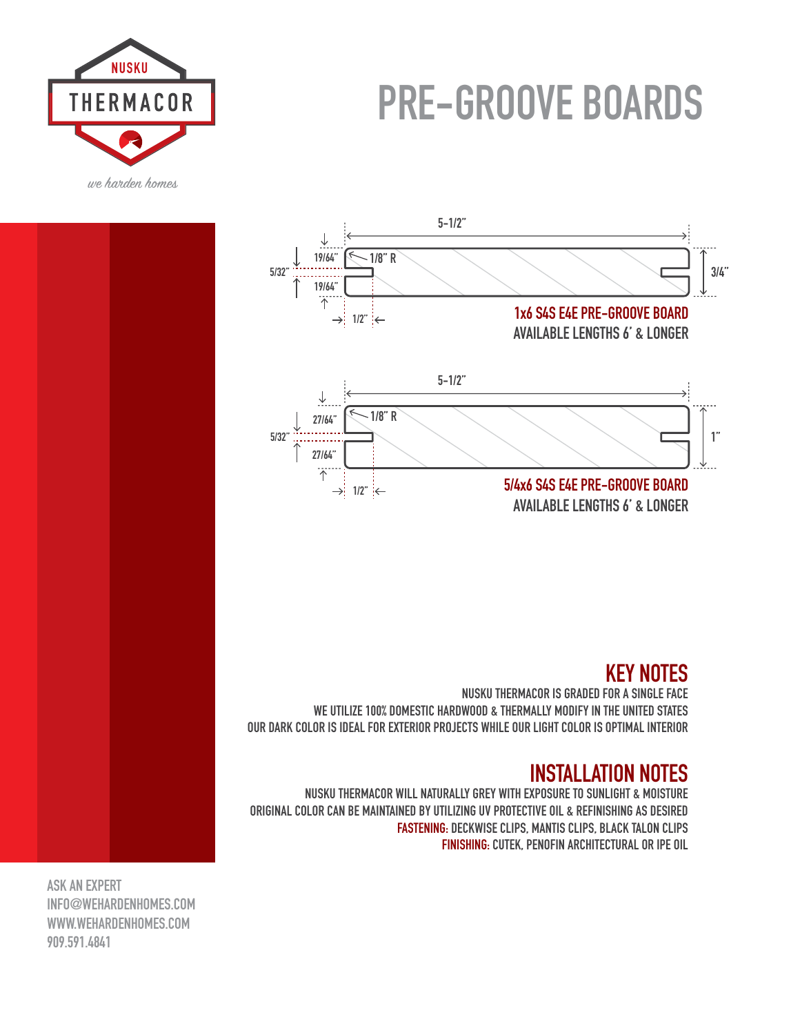NUSKU

THERMACOR

we harden homes

# PRE-GROOVE BOARDS

5-1/2"

19/64"

1/8" R

5/32"

19/64"

3/4"

1/2"

**1x6 S4S E4E PRE-GROOVE BOARD**

AVAILABLE LENGTHS 6' & LONGER

5-1/2"

27/64"

1/8" R

5/32"

27/64"

1"

1/2"

**5/4x6 S4S E4E PRE-GROOVE BOARD**

AVAILABLE LENGTHS 6' & LONGER

## KEY NOTES

NUSKU THERMACOR IS GRADED FOR A SINGLE FACE

WE UTILIZE 100% DOMESTIC HARDWOOD & THERMALLY MODIFY IN THE UNITED STATES

OUR DARK COLOR IS IDEAL FOR EXTERIOR PROJECTS WHILE OUR LIGHT COLOR IS OPTIMAL INTERIOR

## INSTALLATION NOTES

NUSKU THERMACOR WILL NATURALLY GREY WITH EXPOSURE TO SUNLIGHT & MOISTURE

ORIGINAL COLOR CAN BE MAINTAINED BY UTILIZING UV PROTECTIVE OIL & REFINISHING AS DESIRED

**FASTENING:** DECKWISE CLIPS, MANTIS CLIPS, BLACK TALON CLIPS

**FINISHING:** CUTEK, PENOFIN ARCHITECTURAL OR IPE OIL

ASK AN EXPERT

INFO@WEHARDENHOMES.COM

WWW.WEHARDENHOMES.COM

909.591.4841